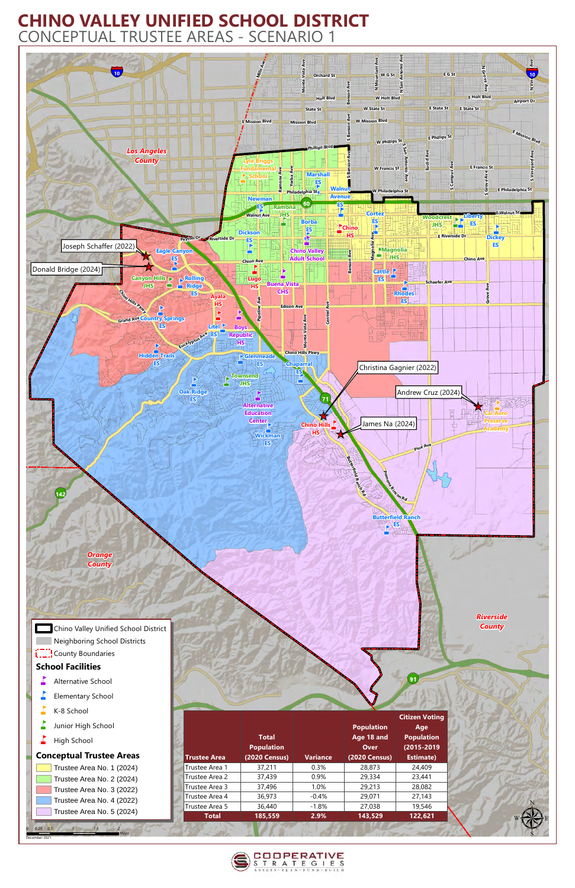# CHINO VALLEY UNIFIED SCHOOL DISTRICT

## CONCEPTUAL TRUSTEE AREAS - SCENARIO 1

Joseph Schaffer (2022)

Donald Bridge (2024)

Christina Gagnier (2022)

Andrew Cruz (2024)

James Na (2024)

Los Angeles County

Orange County

Riverside County

- Chino Valley Unified School District
- Neighboring School Districts
- County Boundaries

**School Facilities**

- Alternative School
- Elementary School
- K-8 School
- Junior High School
- High School

**Conceptual Trustee Areas**

- Trustee Area No. 1 (2024)
- Trustee Area No. 2 (2024)
- Trustee Area No. 3 (2022)
- Trustee Area No. 4 (2022)
- Trustee Area No. 5 (2024)

| Trustee Area | Total Population (2020 Census) | Variance | Population Age 18 and Over (2020 Census) | Citizen Voting Age Population (2015-2019 Estimate) |
|---|---|---|---|---|
| Trustee Area 1 | 37,211 | 0.3% | 28,873 | 24,409 |
| Trustee Area 2 | 37,439 | 0.9% | 29,334 | 23,441 |
| Trustee Area 3 | 37,496 | 1.0% | 29,213 | 28,082 |
| Trustee Area 4 | 36,973 | -0.4% | 29,071 | 27,143 |
| Trustee Area 5 | 36,440 | -1.8% | 27,038 | 19,546 |
| Total | 185,559 | 2.9% | 143,529 | 122,621 |

December 2021

COOPERATIVE STRATEGIES

ASSESS • PLAN • FUND • BUILD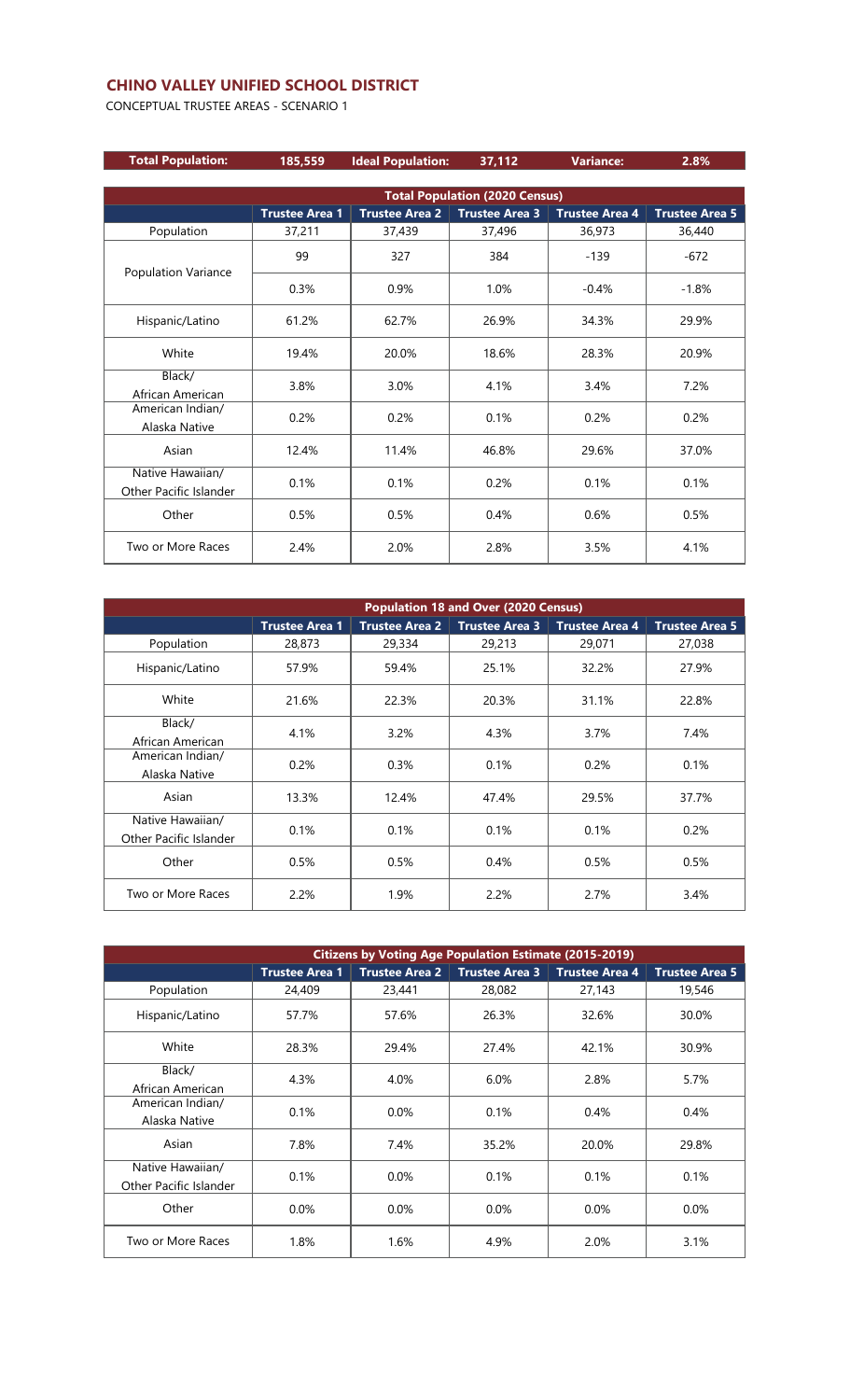## CHINO VALLEY UNIFIED SCHOOL DISTRICT

CONCEPTUAL TRUSTEE AREAS - SCENARIO 1

| Total Population: | 185,559 | Ideal Population: | 37,112 | Variance: | 2.8% |
|---|---|---|---|---|---|

| Total Population (2020 Census) | | | | | |
|---|---|---|---|---|---|
| | Trustee Area 1 | Trustee Area 2 | Trustee Area 3 | Trustee Area 4 | Trustee Area 5 |
| Population | 37,211 | 37,439 | 37,496 | 36,973 | 36,440 |
| Population Variance | 99 | 327 | 384 | -139 | -672 |
| | 0.3% | 0.9% | 1.0% | -0.4% | -1.8% |
| Hispanic/Latino | 61.2% | 62.7% | 26.9% | 34.3% | 29.9% |
| White | 19.4% | 20.0% | 18.6% | 28.3% | 20.9% |
| Black/ African American | 3.8% | 3.0% | 4.1% | 3.4% | 7.2% |
| American Indian/ Alaska Native | 0.2% | 0.2% | 0.1% | 0.2% | 0.2% |
| Asian | 12.4% | 11.4% | 46.8% | 29.6% | 37.0% |
| Native Hawaiian/ Other Pacific Islander | 0.1% | 0.1% | 0.2% | 0.1% | 0.1% |
| Other | 0.5% | 0.5% | 0.4% | 0.6% | 0.5% |
| Two or More Races | 2.4% | 2.0% | 2.8% | 3.5% | 4.1% |

| Population 18 and Over (2020 Census) | | | | | |
|---|---|---|---|---|---|
| | Trustee Area 1 | Trustee Area 2 | Trustee Area 3 | Trustee Area 4 | Trustee Area 5 |
| Population | 28,873 | 29,334 | 29,213 | 29,071 | 27,038 |
| Hispanic/Latino | 57.9% | 59.4% | 25.1% | 32.2% | 27.9% |
| White | 21.6% | 22.3% | 20.3% | 31.1% | 22.8% |
| Black/ African American | 4.1% | 3.2% | 4.3% | 3.7% | 7.4% |
| American Indian/ Alaska Native | 0.2% | 0.3% | 0.1% | 0.2% | 0.1% |
| Asian | 13.3% | 12.4% | 47.4% | 29.5% | 37.7% |
| Native Hawaiian/ Other Pacific Islander | 0.1% | 0.1% | 0.1% | 0.1% | 0.2% |
| Other | 0.5% | 0.5% | 0.4% | 0.5% | 0.5% |
| Two or More Races | 2.2% | 1.9% | 2.2% | 2.7% | 3.4% |

| Citizens by Voting Age Population Estimate (2015-2019) | | | | | |
|---|---|---|---|---|---|
| | Trustee Area 1 | Trustee Area 2 | Trustee Area 3 | Trustee Area 4 | Trustee Area 5 |
| Population | 24,409 | 23,441 | 28,082 | 27,143 | 19,546 |
| Hispanic/Latino | 57.7% | 57.6% | 26.3% | 32.6% | 30.0% |
| White | 28.3% | 29.4% | 27.4% | 42.1% | 30.9% |
| Black/ African American | 4.3% | 4.0% | 6.0% | 2.8% | 5.7% |
| American Indian/ Alaska Native | 0.1% | 0.0% | 0.1% | 0.4% | 0.4% |
| Asian | 7.8% | 7.4% | 35.2% | 20.0% | 29.8% |
| Native Hawaiian/ Other Pacific Islander | 0.1% | 0.0% | 0.1% | 0.1% | 0.1% |
| Other | 0.0% | 0.0% | 0.0% | 0.0% | 0.0% |
| Two or More Races | 1.8% | 1.6% | 4.9% | 2.0% | 3.1% |